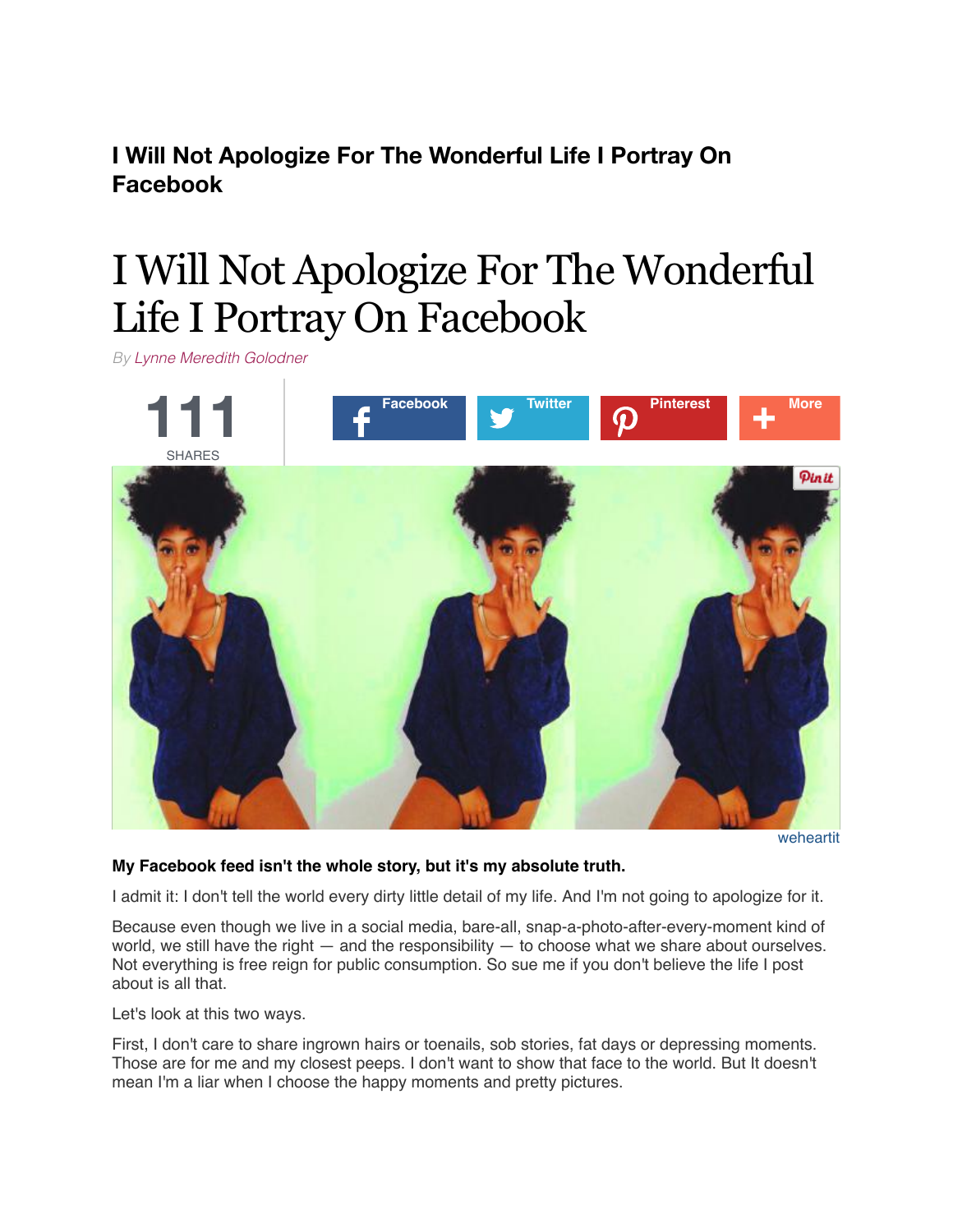**I Will Not Apologize For The Wonderful Life I Portray On Facebook**

# I Will Not Apologize For The Wonderful Life I Portray On Facebook

*By Lynne Meredith Golodner*

111
SHARES

Facebook Twitter Pinterest More

weheartit

**My Facebook feed isn't the whole story, but it's my absolute truth.**

I admit it: I don't tell the world every dirty little detail of my life. And I'm not going to apologize for it.

Because even though we live in a social media, bare-all, snap-a-photo-after-every-moment kind of world, we still have the right — and the responsibility — to choose what we share about ourselves. Not everything is free reign for public consumption. So sue me if you don't believe the life I post about is all that.

Let's look at this two ways.

First, I don't care to share ingrown hairs or toenails, sob stories, fat days or depressing moments. Those are for me and my closest peeps. I don't want to show that face to the world. But It doesn't mean I'm a liar when I choose the happy moments and pretty pictures.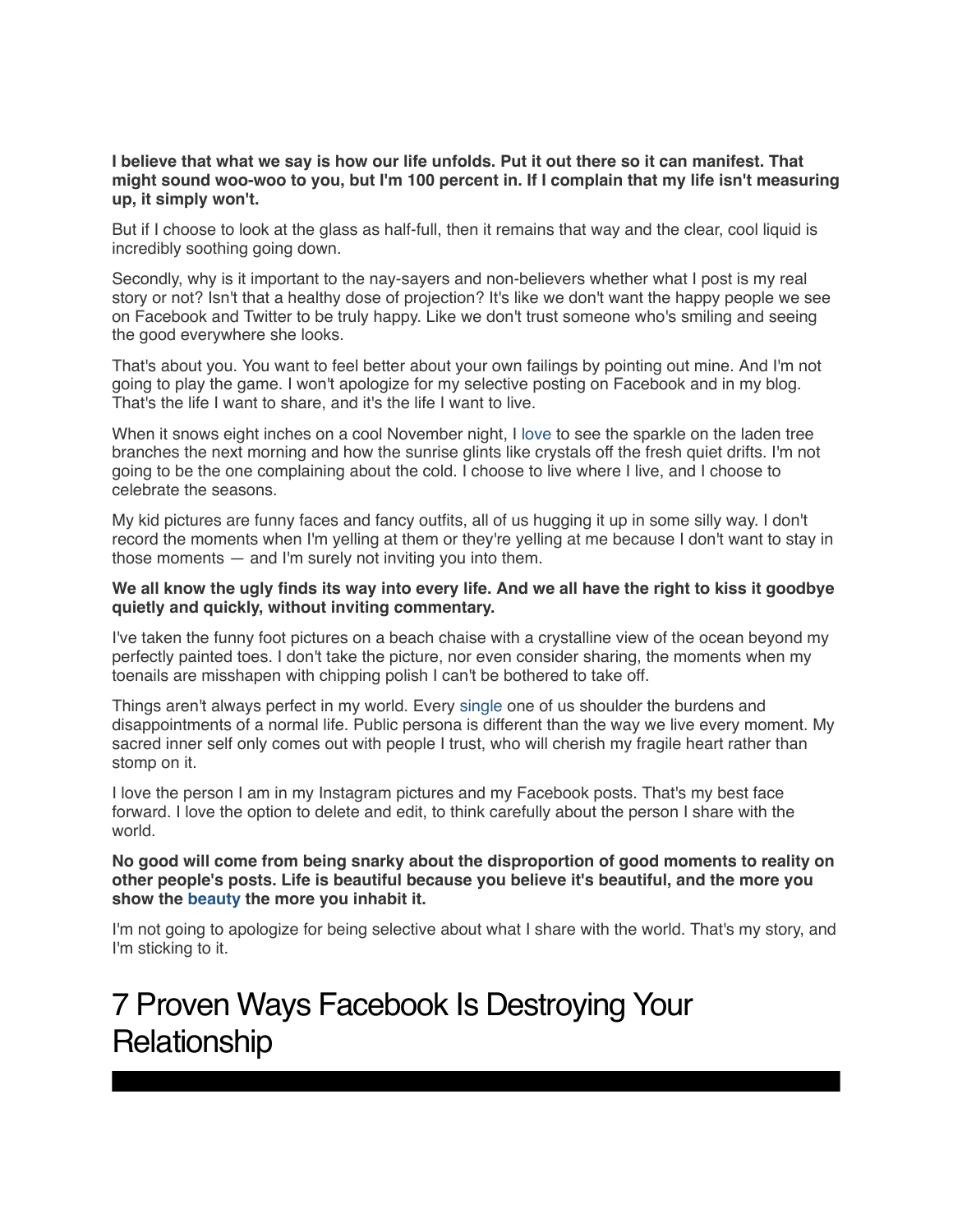**I believe that what we say is how our life unfolds. Put it out there so it can manifest. That might sound woo-woo to you, but I'm 100 percent in. If I complain that my life isn't measuring up, it simply won't.**

But if I choose to look at the glass as half-full, then it remains that way and the clear, cool liquid is incredibly soothing going down.

Secondly, why is it important to the nay-sayers and non-believers whether what I post is my real story or not? Isn't that a healthy dose of projection? It's like we don't want the happy people we see on Facebook and Twitter to be truly happy. Like we don't trust someone who's smiling and seeing the good everywhere she looks.

That's about you. You want to feel better about your own failings by pointing out mine. And I'm not going to play the game. I won't apologize for my selective posting on Facebook and in my blog. That's the life I want to share, and it's the life I want to live.

When it snows eight inches on a cool November night, I love to see the sparkle on the laden tree branches the next morning and how the sunrise glints like crystals off the fresh quiet drifts. I'm not going to be the one complaining about the cold. I choose to live where I live, and I choose to celebrate the seasons.

My kid pictures are funny faces and fancy outfits, all of us hugging it up in some silly way. I don't record the moments when I'm yelling at them or they're yelling at me because I don't want to stay in those moments — and I'm surely not inviting you into them.

**We all know the ugly finds its way into every life. And we all have the right to kiss it goodbye quietly and quickly, without inviting commentary.**

I've taken the funny foot pictures on a beach chaise with a crystalline view of the ocean beyond my perfectly painted toes. I don't take the picture, nor even consider sharing, the moments when my toenails are misshapen with chipping polish I can't be bothered to take off.

Things aren't always perfect in my world. Every single one of us shoulder the burdens and disappointments of a normal life. Public persona is different than the way we live every moment. My sacred inner self only comes out with people I trust, who will cherish my fragile heart rather than stomp on it.

I love the person I am in my Instagram pictures and my Facebook posts. That's my best face forward. I love the option to delete and edit, to think carefully about the person I share with the world.

**No good will come from being snarky about the disproportion of good moments to reality on other people's posts. Life is beautiful because you believe it's beautiful, and the more you show the beauty the more you inhabit it.**

I'm not going to apologize for being selective about what I share with the world. That's my story, and I'm sticking to it.

# 7 Proven Ways Facebook Is Destroying Your Relationship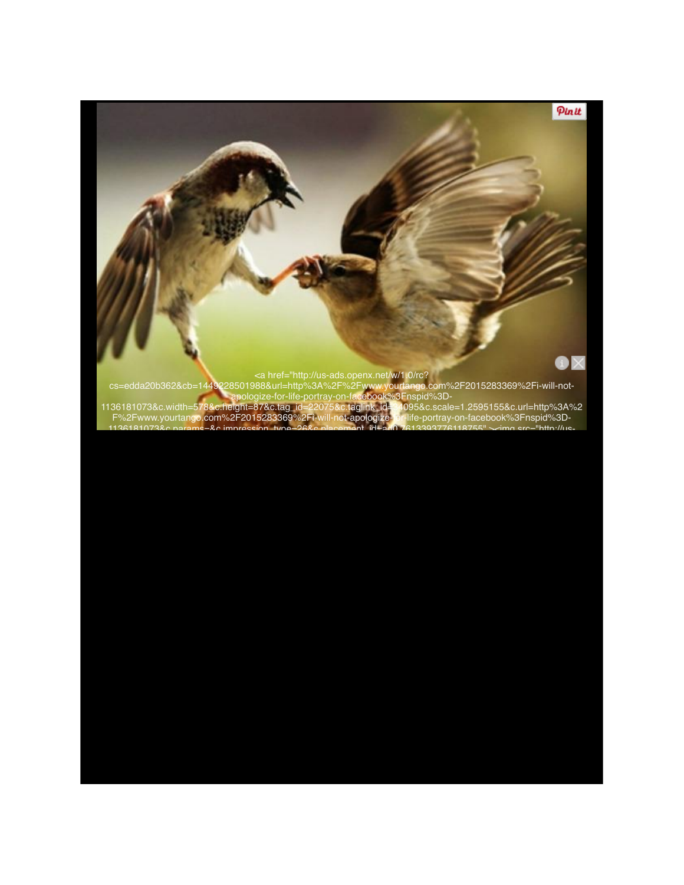```
<a href="http://us-ads.openx.net/w/1.0/rc?
cs=edda20b362&cb=1449228501988&url=http%3A%2F%2Fwww.yourtango.com%2F2015283369%2Fi-will-not-apologize-for-life-portray-on-facebook%3Fnspid%3D-1136181073&c.width=578&c.height=87&c.tag_id=22075&c.taglink_id=44095&c.scale=1.2595155&c.url=http%3A%2F%2Fwww.yourtango.com%2F2015283369%2Fi-will-not-apologize-for-life-portray-on-facebook%3Fnspid%3D-1136181073&c.params=&c.impression_type=26&c.placement_id=ad0.7613393776118755" ><img src="http://us-
```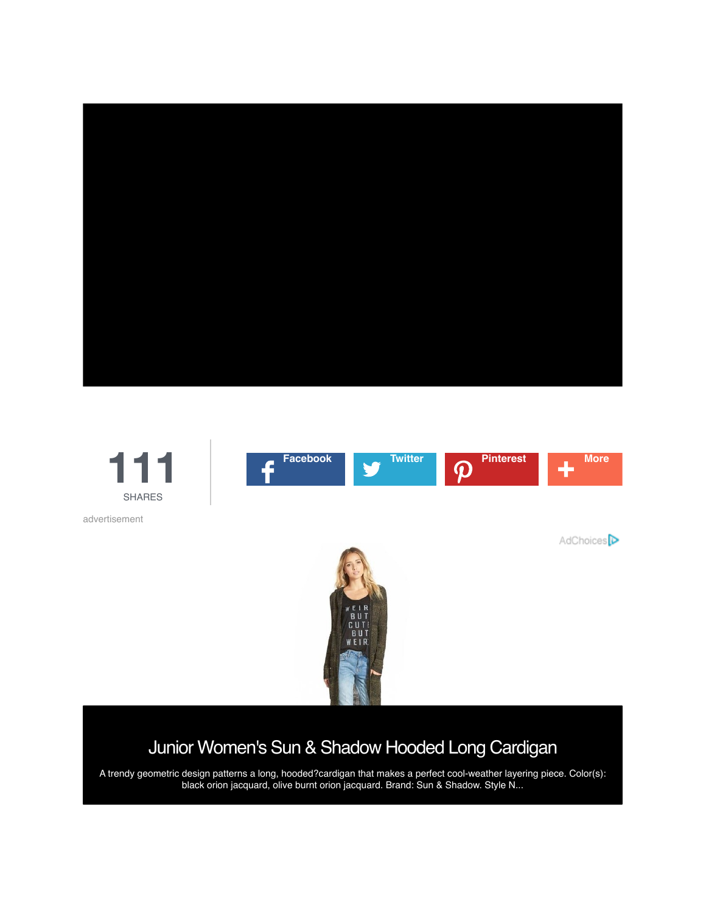111

SHARES

Facebook

Twitter

Pinterest

More

advertisement

AdChoices

## Junior Women's Sun & Shadow Hooded Long Cardigan

A trendy geometric design patterns a long, hooded?cardigan that makes a perfect cool-weather layering piece. Color(s): black orion jacquard, olive burnt orion jacquard. Brand: Sun & Shadow. Style N...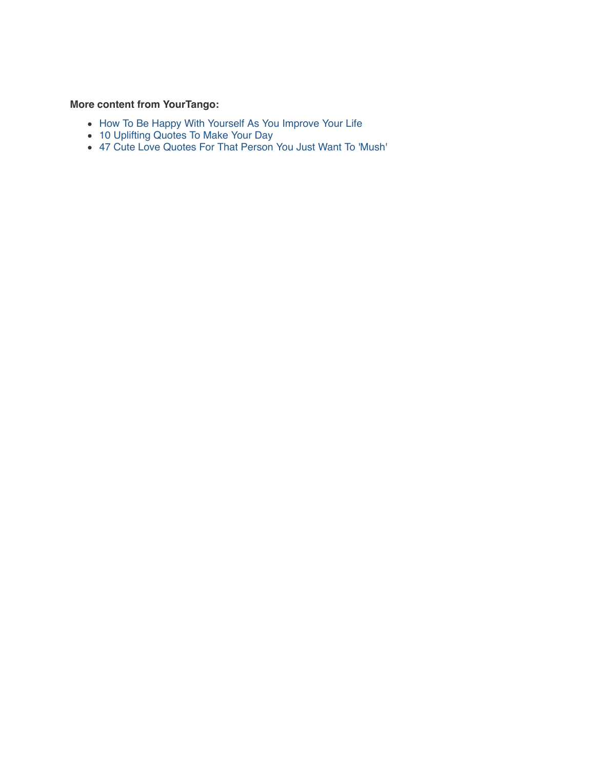**More content from YourTango:**

- How To Be Happy With Yourself As You Improve Your Life
- 10 Uplifting Quotes To Make Your Day
- 47 Cute Love Quotes For That Person You Just Want To 'Mush'